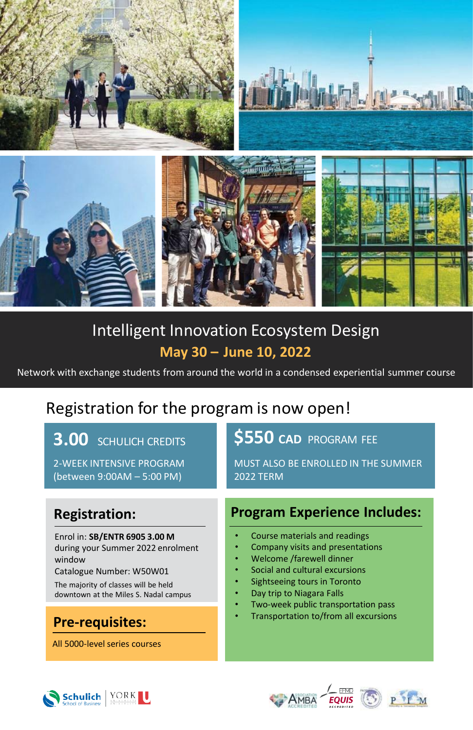# Intelligent Innovation Ecosystem Design

## May 30 – June 10, 2022

Network with exchange students from around the world in a condensed experiential summer course

## Registration for the program is now open!

**3.00** SCHULICH CREDITS

2-WEEK INTENSIVE PROGRAM (between 9:00AM – 5:00 PM)

**$550 CAD** PROGRAM FEE

MUST ALSO BE ENROLLED IN THE SUMMER 2022 TERM

### Registration:

Enrol in: **SB/ENTR 6905 3.00 M** during your Summer 2022 enrolment window

Catalogue Number: W50W01

The majority of classes will be held downtown at the Miles S. Nadal campus

### Pre-requisites:

All 5000-level series courses

### Program Experience Includes:

- Course materials and readings
- Company visits and presentations
- Welcome /farewell dinner
- Social and cultural excursions
- Sightseeing tours in Toronto
- Day trip to Niagara Falls
- Two-week public transportation pass
- Transportation to/from all excursions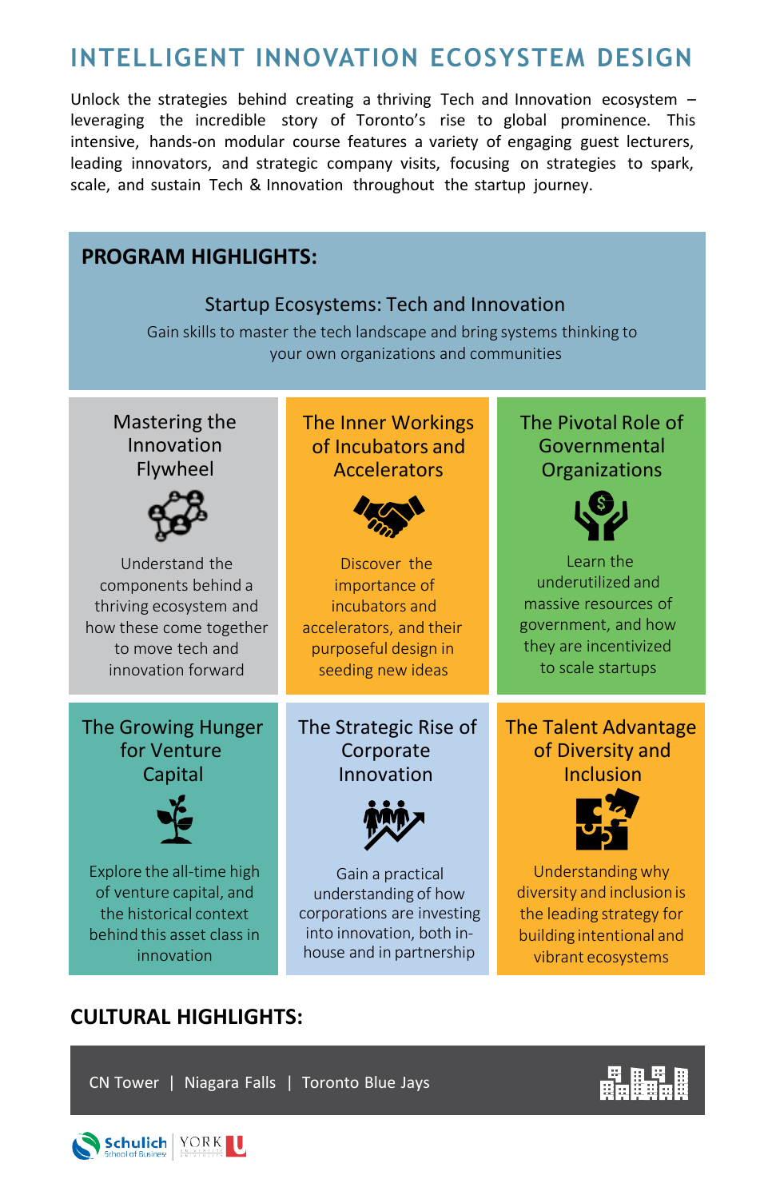# INTELLIGENT INNOVATION ECOSYSTEM DESIGN

Unlock the strategies behind creating a thriving Tech and Innovation ecosystem – leveraging the incredible story of Toronto's rise to global prominence. This intensive, hands-on modular course features a variety of engaging guest lecturers, leading innovators, and strategic company visits, focusing on strategies to spark, scale, and sustain Tech & Innovation throughout the startup journey.

## PROGRAM HIGHLIGHTS:

### Startup Ecosystems: Tech and Innovation

Gain skills to master the tech landscape and bring systems thinking to your own organizations and communities

**Mastering the Innovation Flywheel**

Understand the components behind a thriving ecosystem and how these come together to move tech and innovation forward

**The Inner Workings of Incubators and Accelerators**

Discover the importance of incubators and accelerators, and their purposeful design in seeding new ideas

**The Pivotal Role of Governmental Organizations**

Learn the underutilized and massive resources of government, and how they are incentivized to scale startups

**The Growing Hunger for Venture Capital**

Explore the all-time high of venture capital, and the historical context behind this asset class in innovation

**The Strategic Rise of Corporate Innovation**

Gain a practical understanding of how corporations are investing into innovation, both in-house and in partnership

**The Talent Advantage of Diversity and Inclusion**

Understanding why diversity and inclusion is the leading strategy for building intentional and vibrant ecosystems

## CULTURAL HIGHLIGHTS:

CN Tower | Niagara Falls | Toronto Blue Jays

Schulich School of Business | YORK U